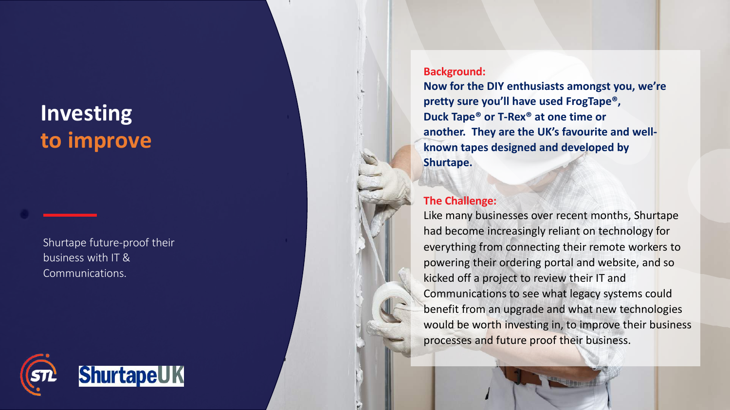# Investing to improve

Shurtape future-proof their business with IT & Communications.

STL ShurtapeUK

**Background:**

**Now for the DIY enthusiasts amongst you, we're pretty sure you'll have used FrogTape®, Duck Tape® or T-Rex® at one time or another. They are the UK's favourite and well-known tapes designed and developed by Shurtape.**

**The Challenge:**

Like many businesses over recent months, Shurtape had become increasingly reliant on technology for everything from connecting their remote workers to powering their ordering portal and website, and so kicked off a project to review their IT and Communications to see what legacy systems could benefit from an upgrade and what new technologies would be worth investing in, to improve their business processes and future proof their business.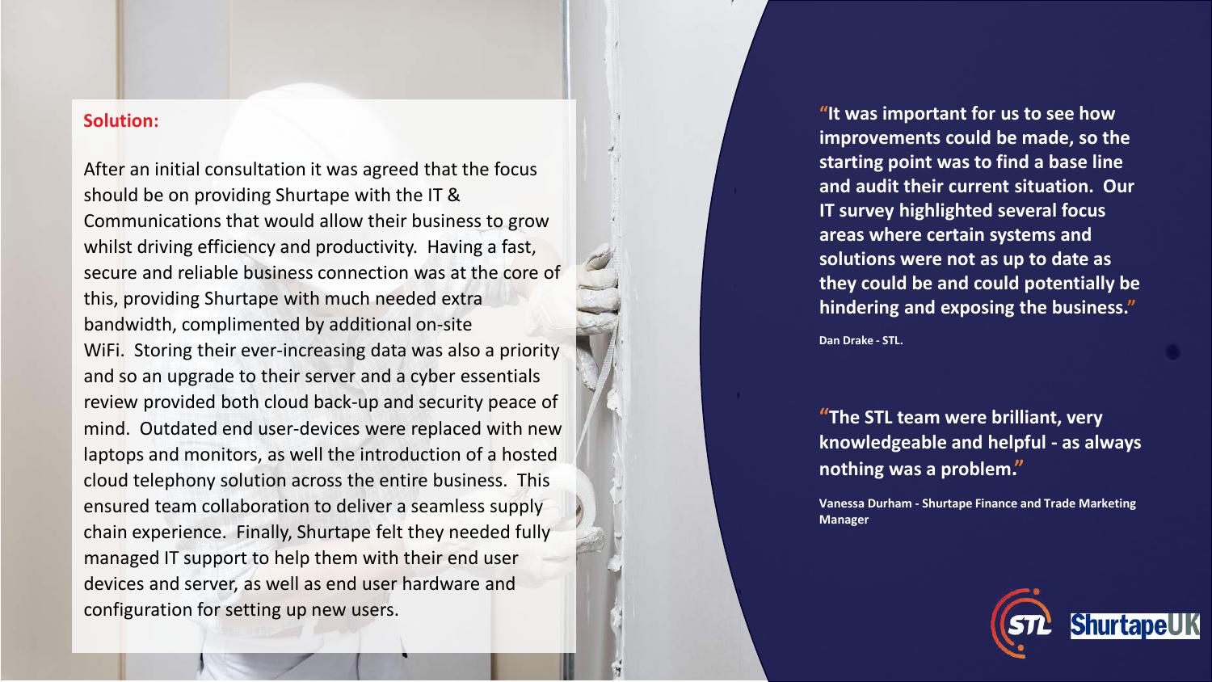## Solution:

After an initial consultation it was agreed that the focus should be on providing Shurtape with the IT & Communications that would allow their business to grow whilst driving efficiency and productivity. Having a fast, secure and reliable business connection was at the core of this, providing Shurtape with much needed extra bandwidth, complimented by additional on-site WiFi. Storing their ever-increasing data was also a priority and so an upgrade to their server and a cyber essentials review provided both cloud back-up and security peace of mind. Outdated end user-devices were replaced with new laptops and monitors, as well the introduction of a hosted cloud telephony solution across the entire business. This ensured team collaboration to deliver a seamless supply chain experience. Finally, Shurtape felt they needed fully managed IT support to help them with their end user devices and server, as well as end user hardware and configuration for setting up new users.

**"It was important for us to see how improvements could be made, so the starting point was to find a base line and audit their current situation. Our IT survey highlighted several focus areas where certain systems and solutions were not as up to date as they could be and could potentially be hindering and exposing the business."**

**Dan Drake - STL.**

**"The STL team were brilliant, very knowledgeable and helpful - as always nothing was a problem."**

**Vanessa Durham - Shurtape Finance and Trade Marketing Manager**

STL ShurtapeUK